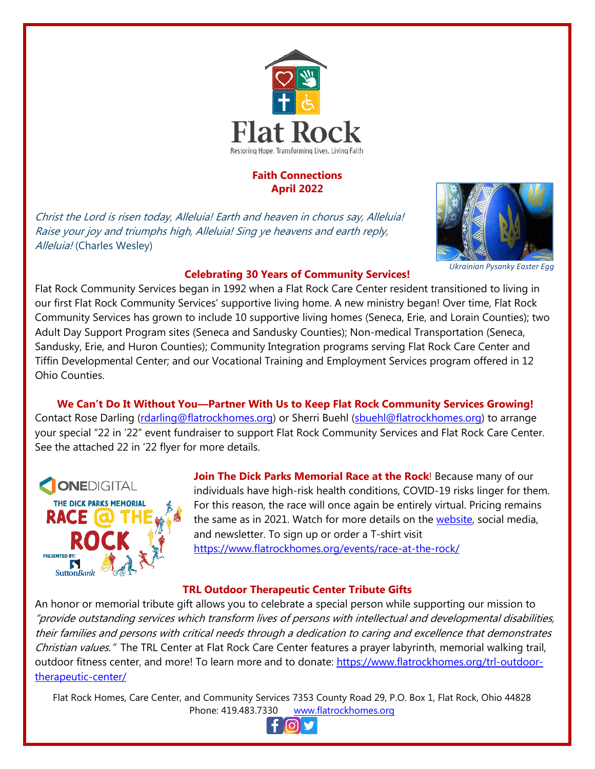Flat Rock

Restoring Hope. Transforming Lives. Living Faith

**Faith Connections**
**April 2022**

*Christ the Lord is risen today, Alleluia! Earth and heaven in chorus say, Alleluia! Raise your joy and triumphs high, Alleluia! Sing ye heavens and earth reply, Alleluia!* (Charles Wesley)

*Ukrainian Pysanky Easter Egg*

## Celebrating 30 Years of Community Services!

Flat Rock Community Services began in 1992 when a Flat Rock Care Center resident transitioned to living in our first Flat Rock Community Services' supportive living home. A new ministry began! Over time, Flat Rock Community Services has grown to include 10 supportive living homes (Seneca, Erie, and Lorain Counties); two Adult Day Support Program sites (Seneca and Sandusky Counties); Non-medical Transportation (Seneca, Sandusky, Erie, and Huron Counties); Community Integration programs serving Flat Rock Care Center and Tiffin Developmental Center; and our Vocational Training and Employment Services program offered in 12 Ohio Counties.

## We Can't Do It Without You—Partner With Us to Keep Flat Rock Community Services Growing!

Contact Rose Darling (rdarling@flatrockhomes.org) or Sherri Buehl (sbuehl@flatrockhomes.org) to arrange your special "22 in '22" event fundraiser to support Flat Rock Community Services and Flat Rock Care Center. See the attached 22 in '22 flyer for more details.

ONEDIGITAL THE DICK PARKS MEMORIAL RACE @ THE ROCK PRESENTED BY: SuttonBank

**Join The Dick Parks Memorial Race at the Rock**! Because many of our individuals have high-risk health conditions, COVID-19 risks linger for them. For this reason, the race will once again be entirely virtual. Pricing remains the same as in 2021. Watch for more details on the website, social media, and newsletter. To sign up or order a T-shirt visit https://www.flatrockhomes.org/events/race-at-the-rock/

## TRL Outdoor Therapeutic Center Tribute Gifts

An honor or memorial tribute gift allows you to celebrate a special person while supporting our mission to *"provide outstanding services which transform lives of persons with intellectual and developmental disabilities, their families and persons with critical needs through a dedication to caring and excellence that demonstrates Christian values."* The TRL Center at Flat Rock Care Center features a prayer labyrinth, memorial walking trail, outdoor fitness center, and more! To learn more and to donate: https://www.flatrockhomes.org/trl-outdoor-therapeutic-center/

Flat Rock Homes, Care Center, and Community Services 7353 County Road 29, P.O. Box 1, Flat Rock, Ohio 44828
Phone: 419.483.7330 www.flatrockhomes.org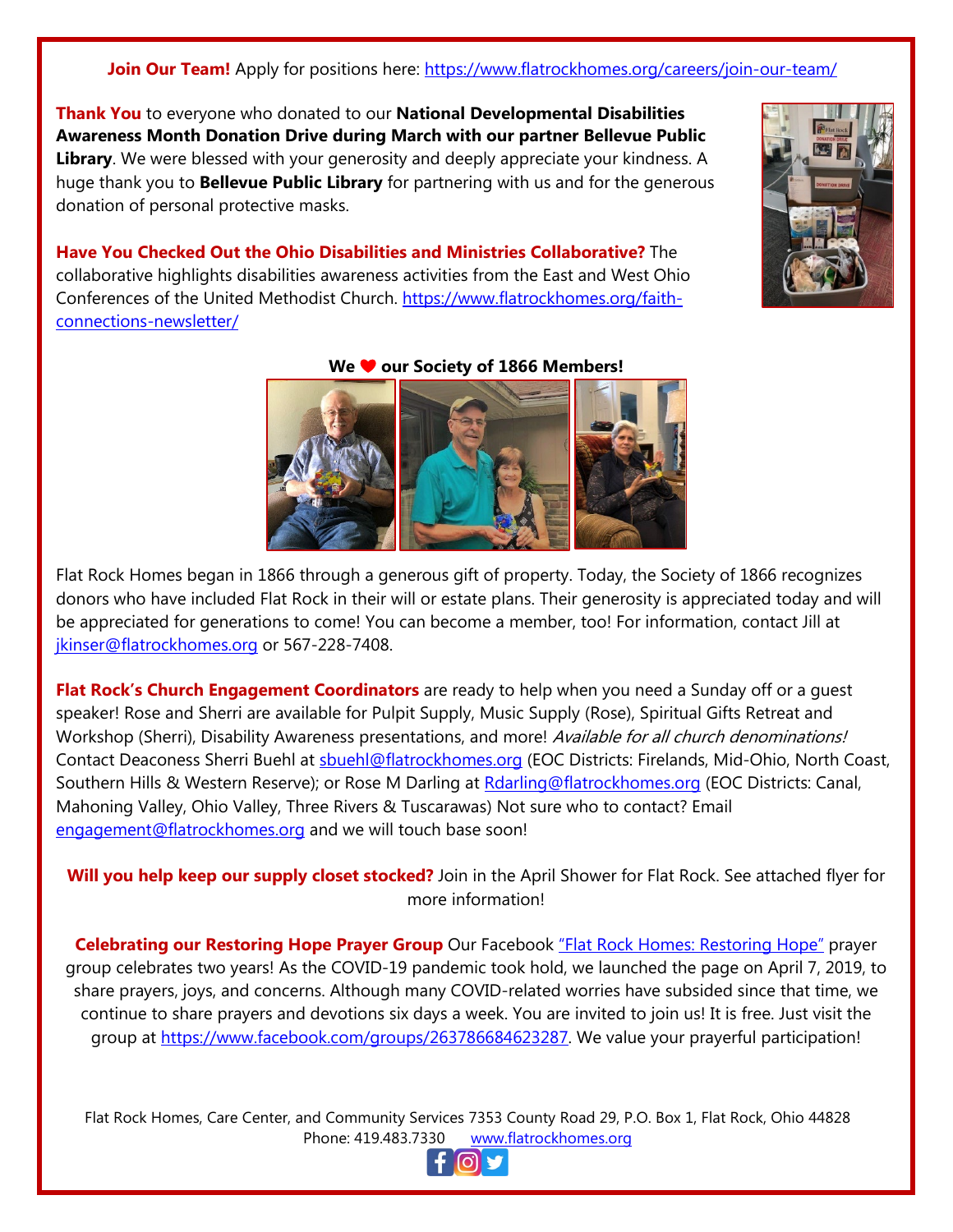**Join Our Team!** Apply for positions here: https://www.flatrockhomes.org/careers/join-our-team/

**Thank You** to everyone who donated to our **National Developmental Disabilities Awareness Month Donation Drive during March with our partner Bellevue Public Library**. We were blessed with your generosity and deeply appreciate your kindness. A huge thank you to **Bellevue Public Library** for partnering with us and for the generous donation of personal protective masks.

**Have You Checked Out the Ohio Disabilities and Ministries Collaborative?** The collaborative highlights disabilities awareness activities from the East and West Ohio Conferences of the United Methodist Church. https://www.flatrockhomes.org/faith-connections-newsletter/

**We ❤ our Society of 1866 Members!**

Flat Rock Homes began in 1866 through a generous gift of property. Today, the Society of 1866 recognizes donors who have included Flat Rock in their will or estate plans. Their generosity is appreciated today and will be appreciated for generations to come! You can become a member, too! For information, contact Jill at jkinser@flatrockhomes.org or 567-228-7408.

**Flat Rock's Church Engagement Coordinators** are ready to help when you need a Sunday off or a guest speaker! Rose and Sherri are available for Pulpit Supply, Music Supply (Rose), Spiritual Gifts Retreat and Workshop (Sherri), Disability Awareness presentations, and more! *Available for all church denominations!* Contact Deaconess Sherri Buehl at sbuehl@flatrockhomes.org (EOC Districts: Firelands, Mid-Ohio, North Coast, Southern Hills & Western Reserve); or Rose M Darling at Rdarling@flatrockhomes.org (EOC Districts: Canal, Mahoning Valley, Ohio Valley, Three Rivers & Tuscarawas) Not sure who to contact? Email engagement@flatrockhomes.org and we will touch base soon!

**Will you help keep our supply closet stocked?** Join in the April Shower for Flat Rock. See attached flyer for more information!

**Celebrating our Restoring Hope Prayer Group** Our Facebook "Flat Rock Homes: Restoring Hope" prayer group celebrates two years! As the COVID-19 pandemic took hold, we launched the page on April 7, 2019, to share prayers, joys, and concerns. Although many COVID-related worries have subsided since that time, we continue to share prayers and devotions six days a week. You are invited to join us! It is free. Just visit the group at https://www.facebook.com/groups/263786684623287. We value your prayerful participation!

Flat Rock Homes, Care Center, and Community Services 7353 County Road 29, P.O. Box 1, Flat Rock, Ohio 44828
Phone: 419.483.7330 www.flatrockhomes.org